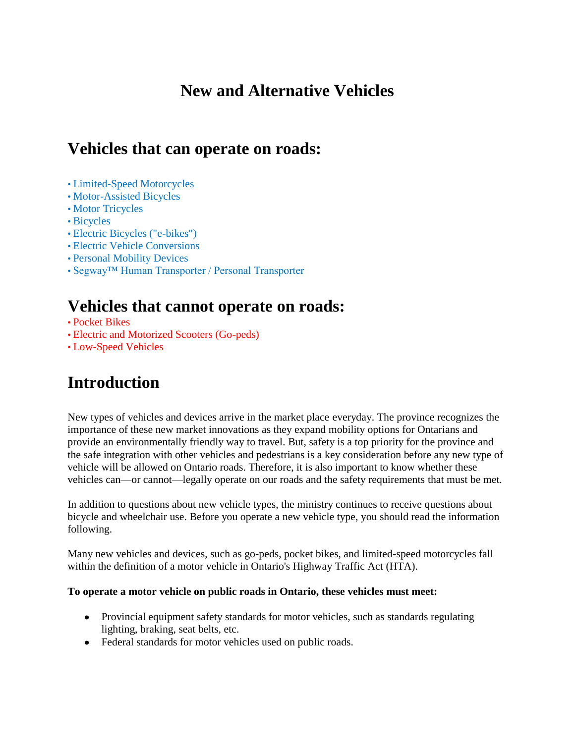# New and Alternative Vehicles

## Vehicles that can operate on roads:

- Limited-Speed Motorcycles
- Motor-Assisted Bicycles
- Motor Tricycles
- Bicycles
- Electric Bicycles ("e-bikes")
- Electric Vehicle Conversions
- Personal Mobility Devices
- Segway™ Human Transporter / Personal Transporter

## Vehicles that cannot operate on roads:

- Pocket Bikes
- Electric and Motorized Scooters (Go-peds)
- Low-Speed Vehicles

## Introduction

New types of vehicles and devices arrive in the market place everyday. The province recognizes the importance of these new market innovations as they expand mobility options for Ontarians and provide an environmentally friendly way to travel. But, safety is a top priority for the province and the safe integration with other vehicles and pedestrians is a key consideration before any new type of vehicle will be allowed on Ontario roads. Therefore, it is also important to know whether these vehicles can—or cannot—legally operate on our roads and the safety requirements that must be met.

In addition to questions about new vehicle types, the ministry continues to receive questions about bicycle and wheelchair use. Before you operate a new vehicle type, you should read the information following.

Many new vehicles and devices, such as go-peds, pocket bikes, and limited-speed motorcycles fall within the definition of a motor vehicle in Ontario's Highway Traffic Act (HTA).

**To operate a motor vehicle on public roads in Ontario, these vehicles must meet:**

- Provincial equipment safety standards for motor vehicles, such as standards regulating lighting, braking, seat belts, etc.
- Federal standards for motor vehicles used on public roads.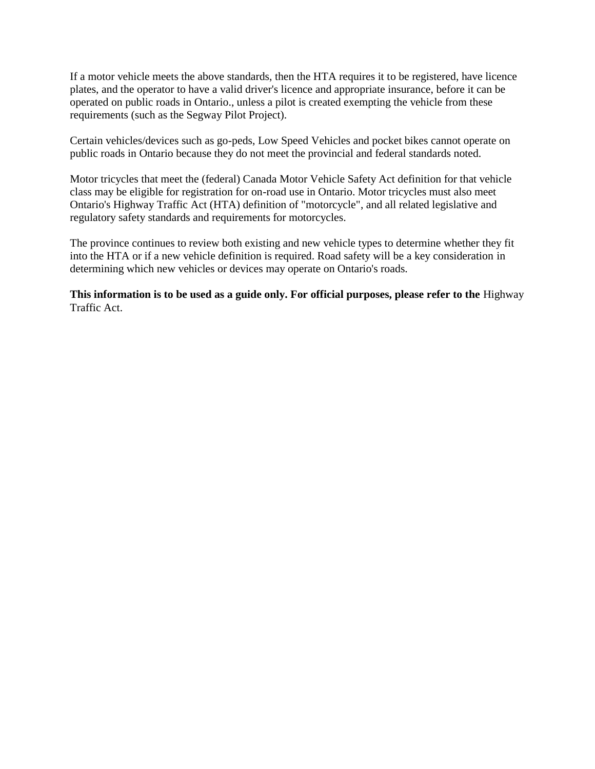If a motor vehicle meets the above standards, then the HTA requires it to be registered, have licence plates, and the operator to have a valid driver's licence and appropriate insurance, before it can be operated on public roads in Ontario., unless a pilot is created exempting the vehicle from these requirements (such as the Segway Pilot Project).

Certain vehicles/devices such as go-peds, Low Speed Vehicles and pocket bikes cannot operate on public roads in Ontario because they do not meet the provincial and federal standards noted.

Motor tricycles that meet the (federal) Canada Motor Vehicle Safety Act definition for that vehicle class may be eligible for registration for on-road use in Ontario. Motor tricycles must also meet Ontario's Highway Traffic Act (HTA) definition of "motorcycle", and all related legislative and regulatory safety standards and requirements for motorcycles.

The province continues to review both existing and new vehicle types to determine whether they fit into the HTA or if a new vehicle definition is required. Road safety will be a key consideration in determining which new vehicles or devices may operate on Ontario's roads.

**This information is to be used as a guide only. For official purposes, please refer to the** Highway Traffic Act.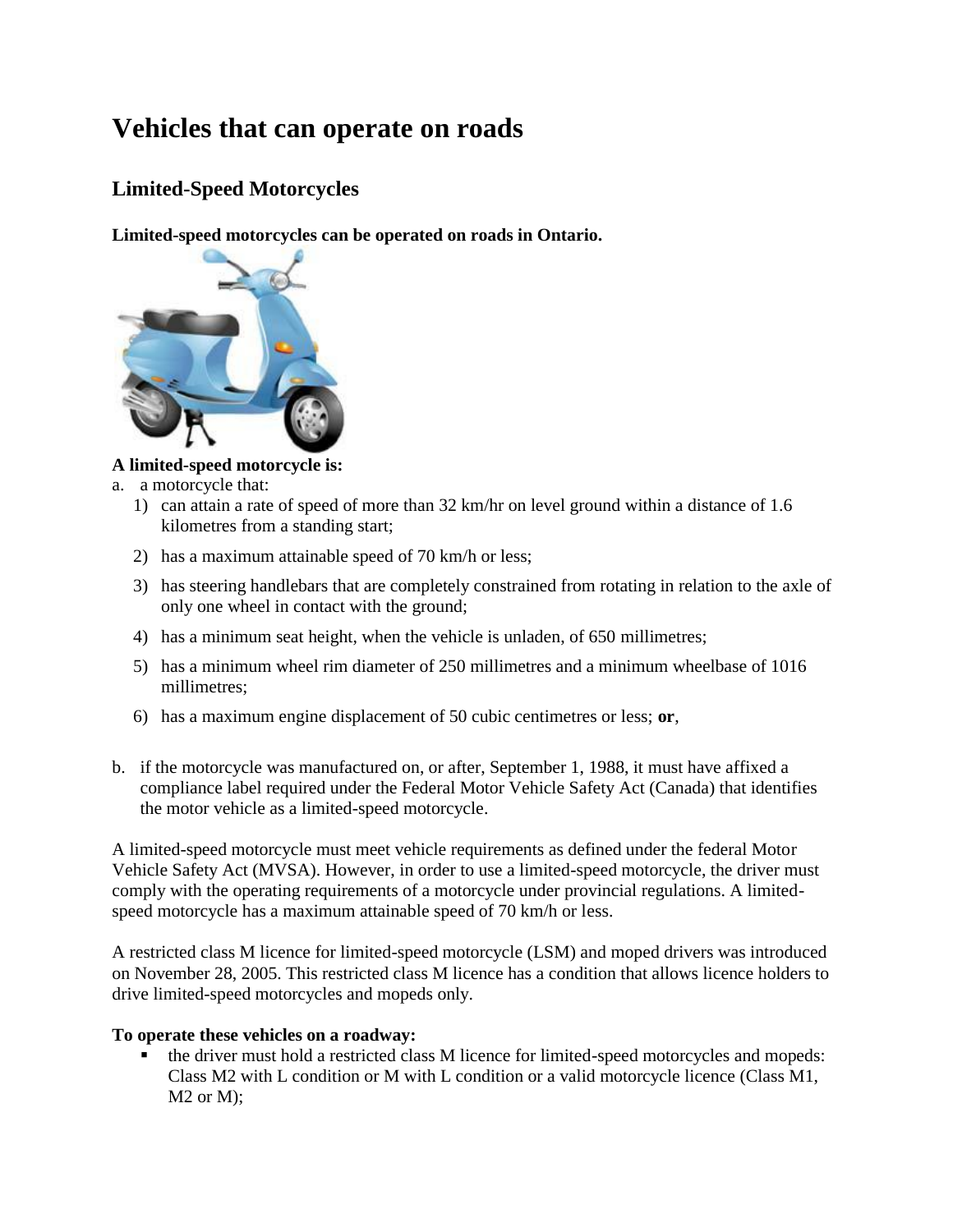# Vehicles that can operate on roads

## Limited-Speed Motorcycles

**Limited-speed motorcycles can be operated on roads in Ontario.**

**A limited-speed motorcycle is:**

a. a motorcycle that:
   1) can attain a rate of speed of more than 32 km/hr on level ground within a distance of 1.6 kilometres from a standing start;
   2) has a maximum attainable speed of 70 km/h or less;
   3) has steering handlebars that are completely constrained from rotating in relation to the axle of only one wheel in contact with the ground;
   4) has a minimum seat height, when the vehicle is unladen, of 650 millimetres;
   5) has a minimum wheel rim diameter of 250 millimetres and a minimum wheelbase of 1016 millimetres;
   6) has a maximum engine displacement of 50 cubic centimetres or less; **or**,

b. if the motorcycle was manufactured on, or after, September 1, 1988, it must have affixed a compliance label required under the Federal Motor Vehicle Safety Act (Canada) that identifies the motor vehicle as a limited-speed motorcycle.

A limited-speed motorcycle must meet vehicle requirements as defined under the federal Motor Vehicle Safety Act (MVSA). However, in order to use a limited-speed motorcycle, the driver must comply with the operating requirements of a motorcycle under provincial regulations. A limited-speed motorcycle has a maximum attainable speed of 70 km/h or less.

A restricted class M licence for limited-speed motorcycle (LSM) and moped drivers was introduced on November 28, 2005. This restricted class M licence has a condition that allows licence holders to drive limited-speed motorcycles and mopeds only.

**To operate these vehicles on a roadway:**

- the driver must hold a restricted class M licence for limited-speed motorcycles and mopeds: Class M2 with L condition or M with L condition or a valid motorcycle licence (Class M1, M2 or M);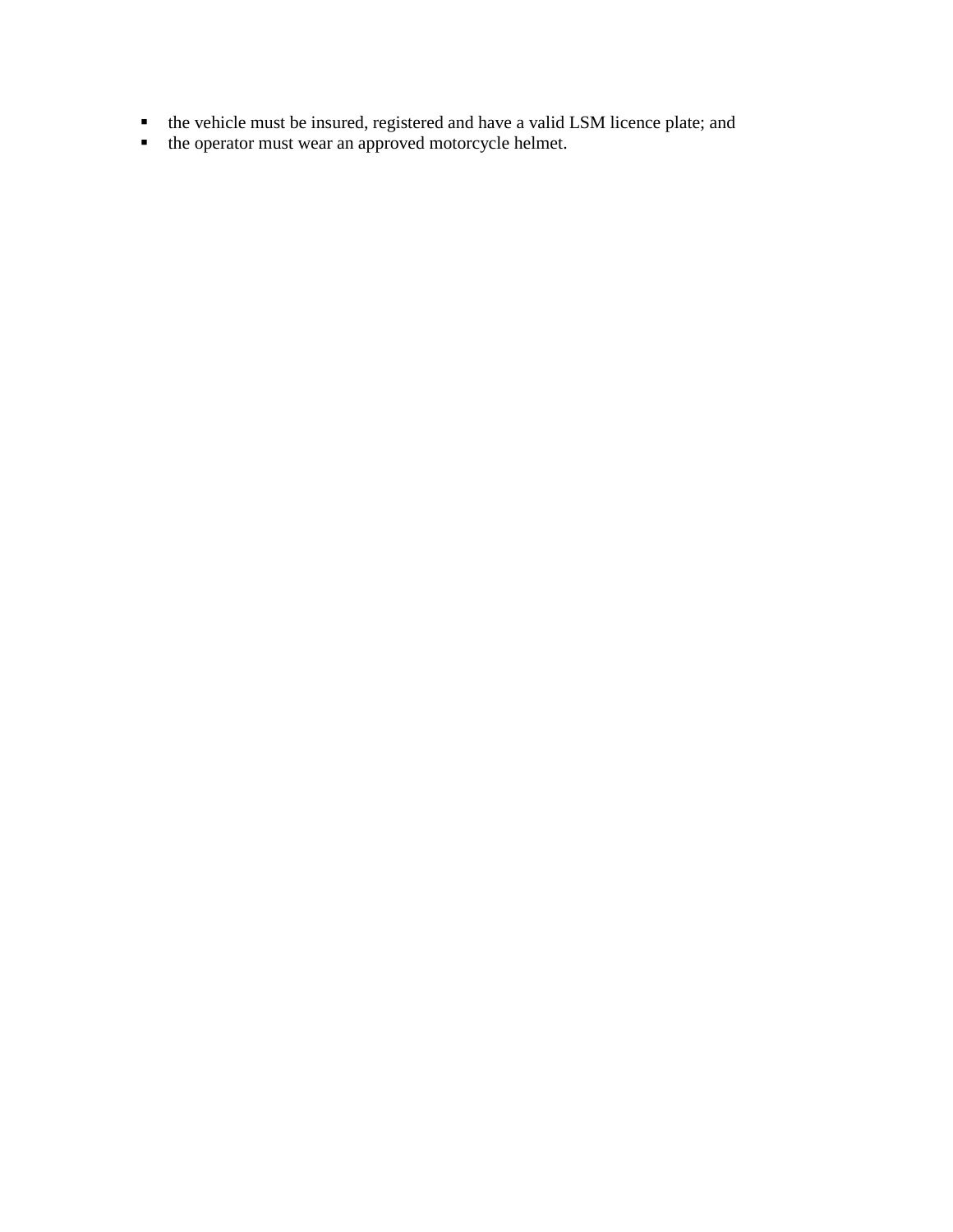- the vehicle must be insured, registered and have a valid LSM licence plate; and
- the operator must wear an approved motorcycle helmet.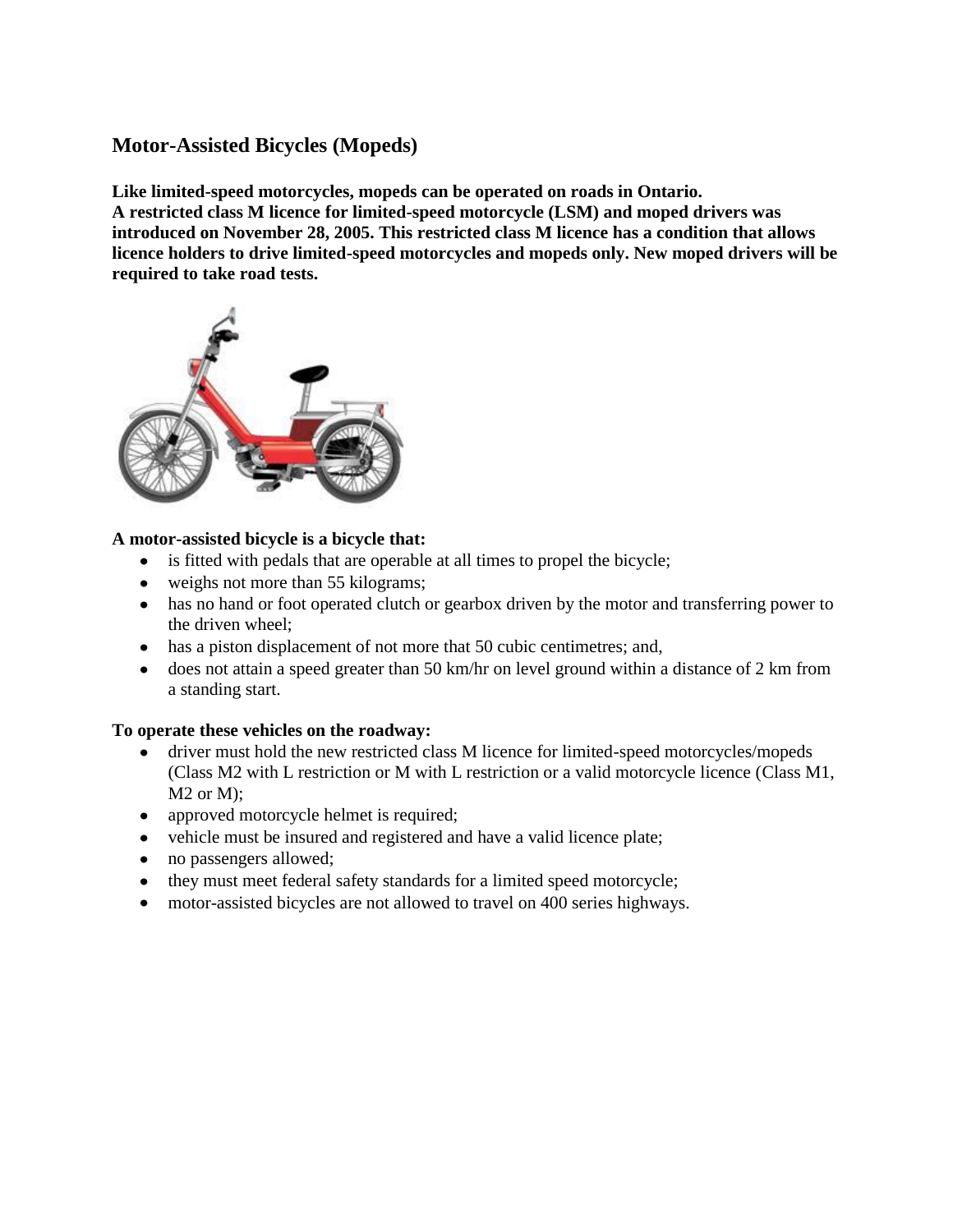## Motor-Assisted Bicycles (Mopeds)

**Like limited-speed motorcycles, mopeds can be operated on roads in Ontario.**
**A restricted class M licence for limited-speed motorcycle (LSM) and moped drivers was introduced on November 28, 2005. This restricted class M licence has a condition that allows licence holders to drive limited-speed motorcycles and mopeds only. New moped drivers will be required to take road tests.**

**A motor-assisted bicycle is a bicycle that:**

- is fitted with pedals that are operable at all times to propel the bicycle;
- weighs not more than 55 kilograms;
- has no hand or foot operated clutch or gearbox driven by the motor and transferring power to the driven wheel;
- has a piston displacement of not more that 50 cubic centimetres; and,
- does not attain a speed greater than 50 km/hr on level ground within a distance of 2 km from a standing start.

**To operate these vehicles on the roadway:**

- driver must hold the new restricted class M licence for limited-speed motorcycles/mopeds (Class M2 with L restriction or M with L restriction or a valid motorcycle licence (Class M1, M2 or M);
- approved motorcycle helmet is required;
- vehicle must be insured and registered and have a valid licence plate;
- no passengers allowed;
- they must meet federal safety standards for a limited speed motorcycle;
- motor-assisted bicycles are not allowed to travel on 400 series highways.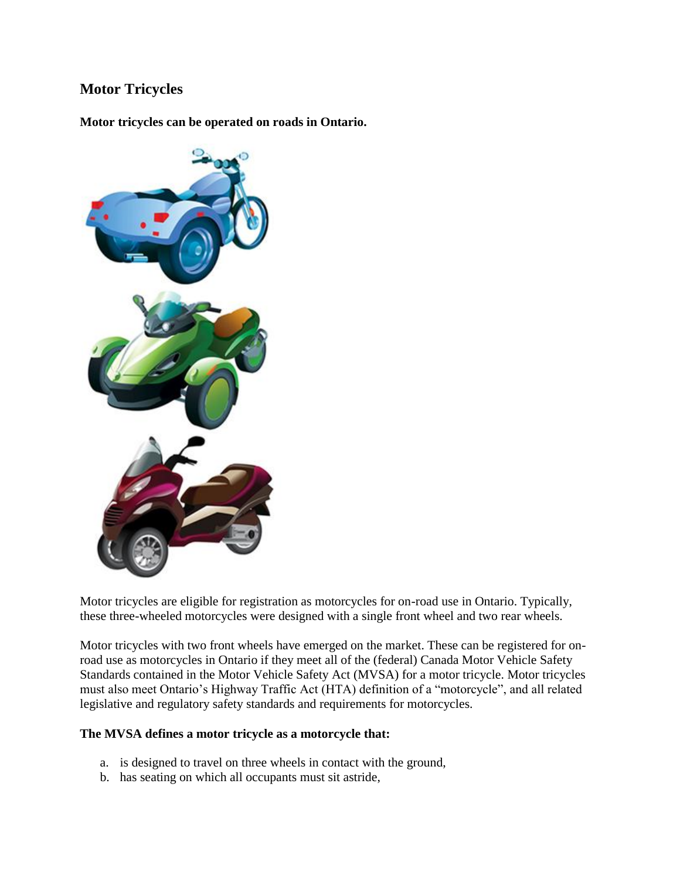## Motor Tricycles

**Motor tricycles can be operated on roads in Ontario.**

Motor tricycles are eligible for registration as motorcycles for on-road use in Ontario. Typically, these three-wheeled motorcycles were designed with a single front wheel and two rear wheels.

Motor tricycles with two front wheels have emerged on the market. These can be registered for on-road use as motorcycles in Ontario if they meet all of the (federal) Canada Motor Vehicle Safety Standards contained in the Motor Vehicle Safety Act (MVSA) for a motor tricycle. Motor tricycles must also meet Ontario's Highway Traffic Act (HTA) definition of a "motorcycle", and all related legislative and regulatory safety standards and requirements for motorcycles.

**The MVSA defines a motor tricycle as a motorcycle that:**

a. is designed to travel on three wheels in contact with the ground,
b. has seating on which all occupants must sit astride,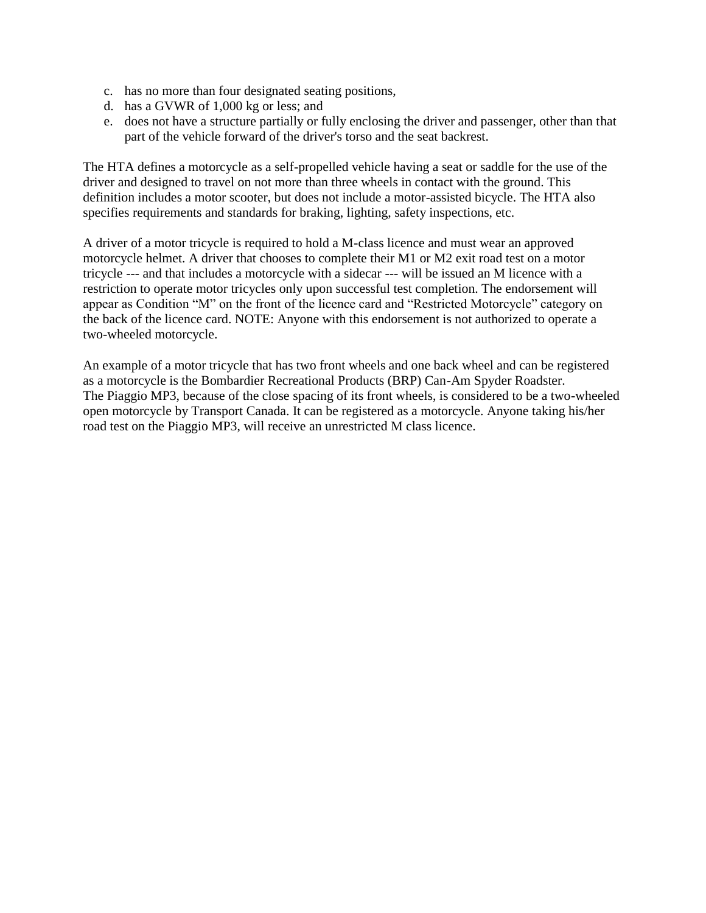c. has no more than four designated seating positions,
d. has a GVWR of 1,000 kg or less; and
e. does not have a structure partially or fully enclosing the driver and passenger, other than that part of the vehicle forward of the driver's torso and the seat backrest.

The HTA defines a motorcycle as a self-propelled vehicle having a seat or saddle for the use of the driver and designed to travel on not more than three wheels in contact with the ground. This definition includes a motor scooter, but does not include a motor-assisted bicycle. The HTA also specifies requirements and standards for braking, lighting, safety inspections, etc.

A driver of a motor tricycle is required to hold a M-class licence and must wear an approved motorcycle helmet. A driver that chooses to complete their M1 or M2 exit road test on a motor tricycle --- and that includes a motorcycle with a sidecar --- will be issued an M licence with a restriction to operate motor tricycles only upon successful test completion. The endorsement will appear as Condition “M” on the front of the licence card and “Restricted Motorcycle” category on the back of the licence card. NOTE: Anyone with this endorsement is not authorized to operate a two-wheeled motorcycle.

An example of a motor tricycle that has two front wheels and one back wheel and can be registered as a motorcycle is the Bombardier Recreational Products (BRP) Can-Am Spyder Roadster.
The Piaggio MP3, because of the close spacing of its front wheels, is considered to be a two-wheeled open motorcycle by Transport Canada. It can be registered as a motorcycle. Anyone taking his/her road test on the Piaggio MP3, will receive an unrestricted M class licence.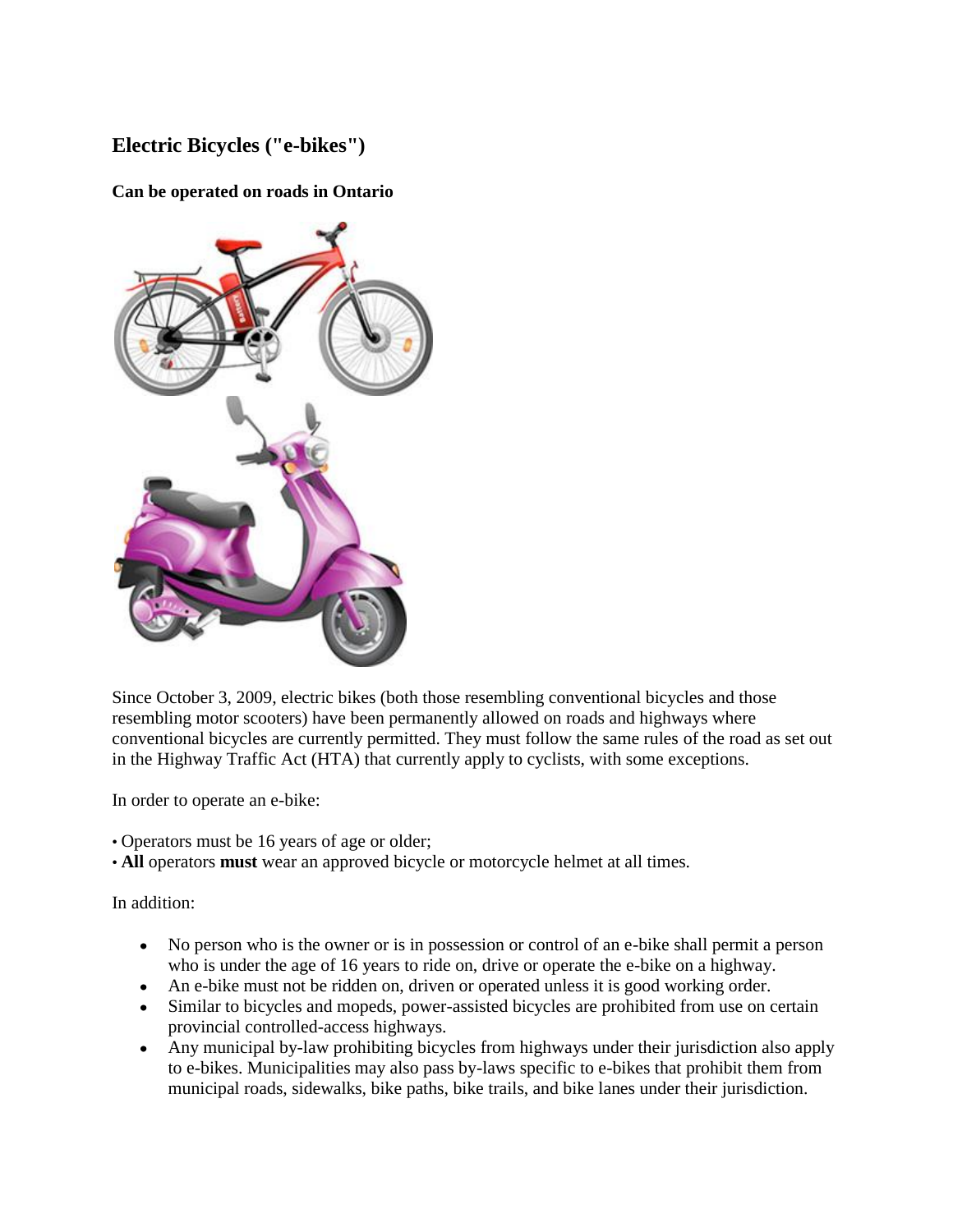## Electric Bicycles ("e-bikes")

**Can be operated on roads in Ontario**

Since October 3, 2009, electric bikes (both those resembling conventional bicycles and those resembling motor scooters) have been permanently allowed on roads and highways where conventional bicycles are currently permitted. They must follow the same rules of the road as set out in the Highway Traffic Act (HTA) that currently apply to cyclists, with some exceptions.

In order to operate an e-bike:

• Operators must be 16 years of age or older;
• **All** operators **must** wear an approved bicycle or motorcycle helmet at all times.

In addition:

- No person who is the owner or is in possession or control of an e-bike shall permit a person who is under the age of 16 years to ride on, drive or operate the e-bike on a highway.
- An e-bike must not be ridden on, driven or operated unless it is good working order.
- Similar to bicycles and mopeds, power-assisted bicycles are prohibited from use on certain provincial controlled-access highways.
- Any municipal by-law prohibiting bicycles from highways under their jurisdiction also apply to e-bikes. Municipalities may also pass by-laws specific to e-bikes that prohibit them from municipal roads, sidewalks, bike paths, bike trails, and bike lanes under their jurisdiction.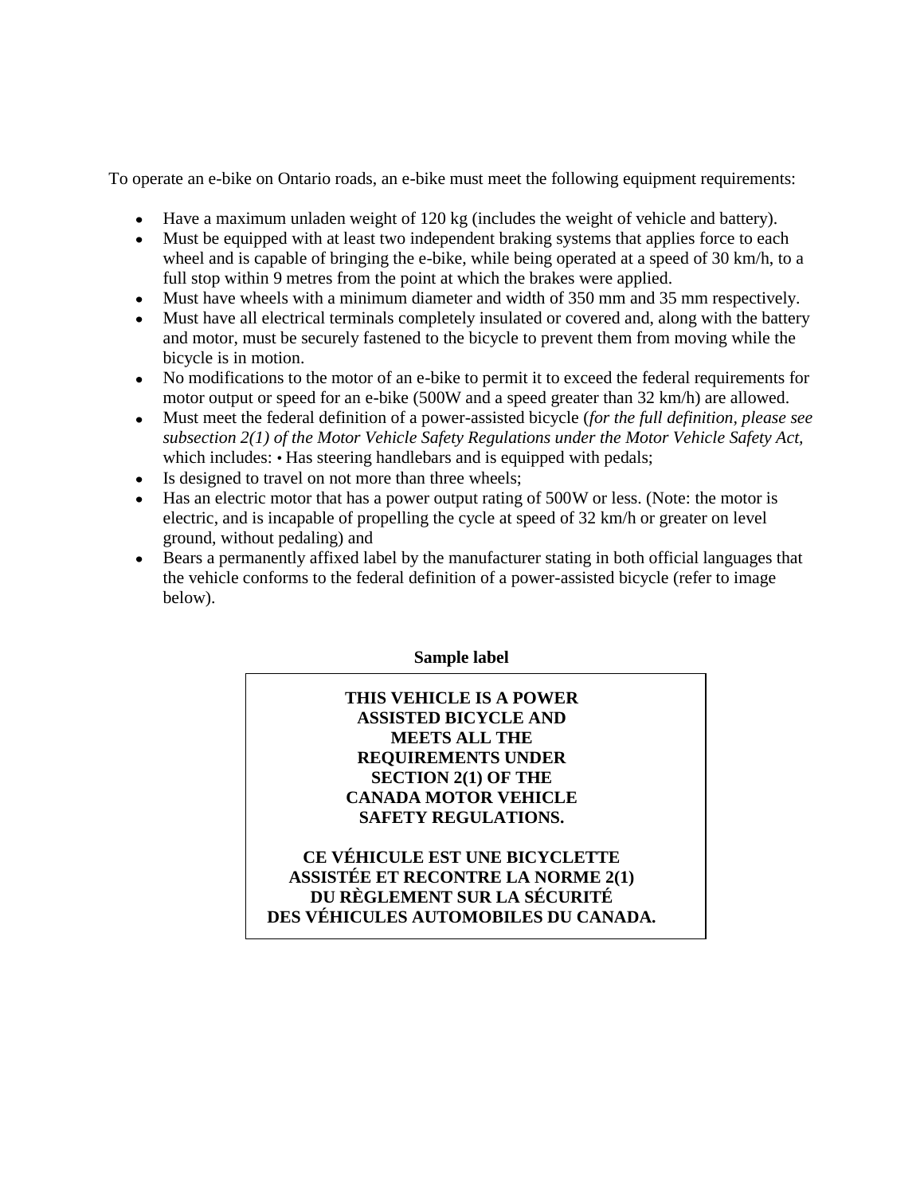To operate an e-bike on Ontario roads, an e-bike must meet the following equipment requirements:

- Have a maximum unladen weight of 120 kg (includes the weight of vehicle and battery).
- Must be equipped with at least two independent braking systems that applies force to each wheel and is capable of bringing the e-bike, while being operated at a speed of 30 km/h, to a full stop within 9 metres from the point at which the brakes were applied.
- Must have wheels with a minimum diameter and width of 350 mm and 35 mm respectively.
- Must have all electrical terminals completely insulated or covered and, along with the battery and motor, must be securely fastened to the bicycle to prevent them from moving while the bicycle is in motion.
- No modifications to the motor of an e-bike to permit it to exceed the federal requirements for motor output or speed for an e-bike (500W and a speed greater than 32 km/h) are allowed.
- Must meet the federal definition of a power-assisted bicycle (*for the full definition, please see subsection 2(1) of the Motor Vehicle Safety Regulations under the Motor Vehicle Safety Act,* which includes: • Has steering handlebars and is equipped with pedals;
- Is designed to travel on not more than three wheels;
- Has an electric motor that has a power output rating of 500W or less. (Note: the motor is electric, and is incapable of propelling the cycle at speed of 32 km/h or greater on level ground, without pedaling) and
- Bears a permanently affixed label by the manufacturer stating in both official languages that the vehicle conforms to the federal definition of a power-assisted bicycle (refer to image below).

**Sample label**

| **THIS VEHICLE IS A POWER ASSISTED BICYCLE AND MEETS ALL THE REQUIREMENTS UNDER SECTION 2(1) OF THE CANADA MOTOR VEHICLE SAFETY REGULATIONS.**<br><br>**CE VÉHICULE EST UNE BICYCLETTE ASSISTÉE ET RECONTRE LA NORME 2(1) DU RÈGLEMENT SUR LA SÉCURITÉ DES VÉHICULES AUTOMOBILES DU CANADA.** |
|---|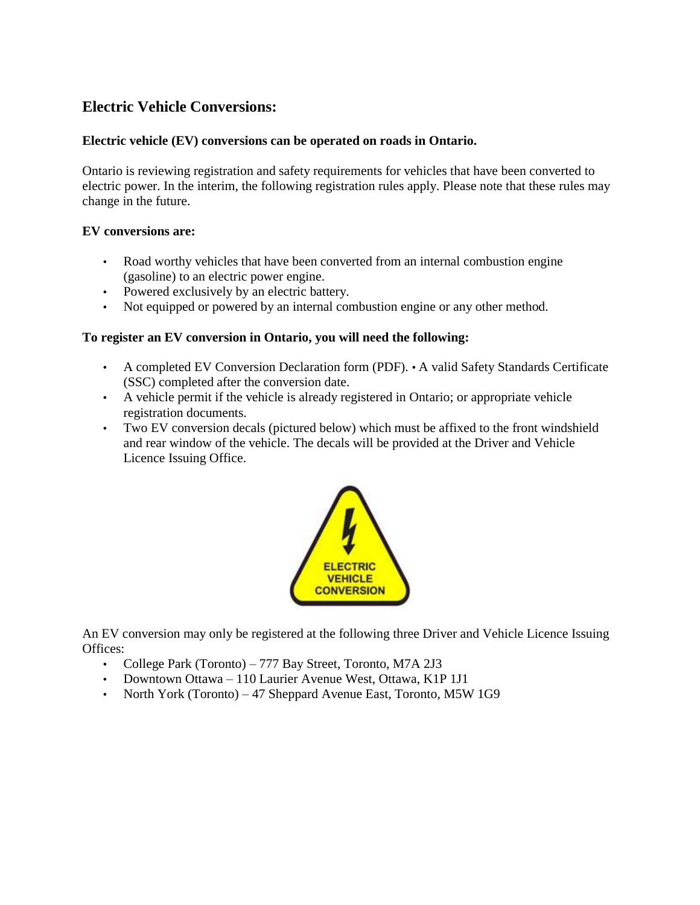## Electric Vehicle Conversions:

**Electric vehicle (EV) conversions can be operated on roads in Ontario.**

Ontario is reviewing registration and safety requirements for vehicles that have been converted to electric power. In the interim, the following registration rules apply. Please note that these rules may change in the future.

**EV conversions are:**

- Road worthy vehicles that have been converted from an internal combustion engine (gasoline) to an electric power engine.
- Powered exclusively by an electric battery.
- Not equipped or powered by an internal combustion engine or any other method.

**To register an EV conversion in Ontario, you will need the following:**

- A completed EV Conversion Declaration form (PDF). • A valid Safety Standards Certificate (SSC) completed after the conversion date.
- A vehicle permit if the vehicle is already registered in Ontario; or appropriate vehicle registration documents.
- Two EV conversion decals (pictured below) which must be affixed to the front windshield and rear window of the vehicle. The decals will be provided at the Driver and Vehicle Licence Issuing Office.

ELECTRIC VEHICLE CONVERSION

An EV conversion may only be registered at the following three Driver and Vehicle Licence Issuing Offices:

- College Park (Toronto) – 777 Bay Street, Toronto, M7A 2J3
- Downtown Ottawa – 110 Laurier Avenue West, Ottawa, K1P 1J1
- North York (Toronto) – 47 Sheppard Avenue East, Toronto, M5W 1G9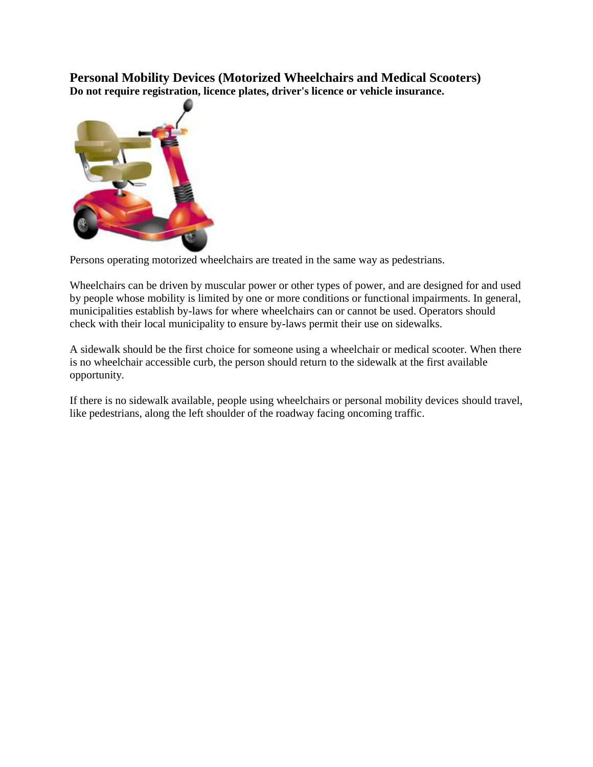## Personal Mobility Devices (Motorized Wheelchairs and Medical Scooters)

**Do not require registration, licence plates, driver's licence or vehicle insurance.**

Persons operating motorized wheelchairs are treated in the same way as pedestrians.

Wheelchairs can be driven by muscular power or other types of power, and are designed for and used by people whose mobility is limited by one or more conditions or functional impairments. In general, municipalities establish by-laws for where wheelchairs can or cannot be used. Operators should check with their local municipality to ensure by-laws permit their use on sidewalks.

A sidewalk should be the first choice for someone using a wheelchair or medical scooter. When there is no wheelchair accessible curb, the person should return to the sidewalk at the first available opportunity.

If there is no sidewalk available, people using wheelchairs or personal mobility devices should travel, like pedestrians, along the left shoulder of the roadway facing oncoming traffic.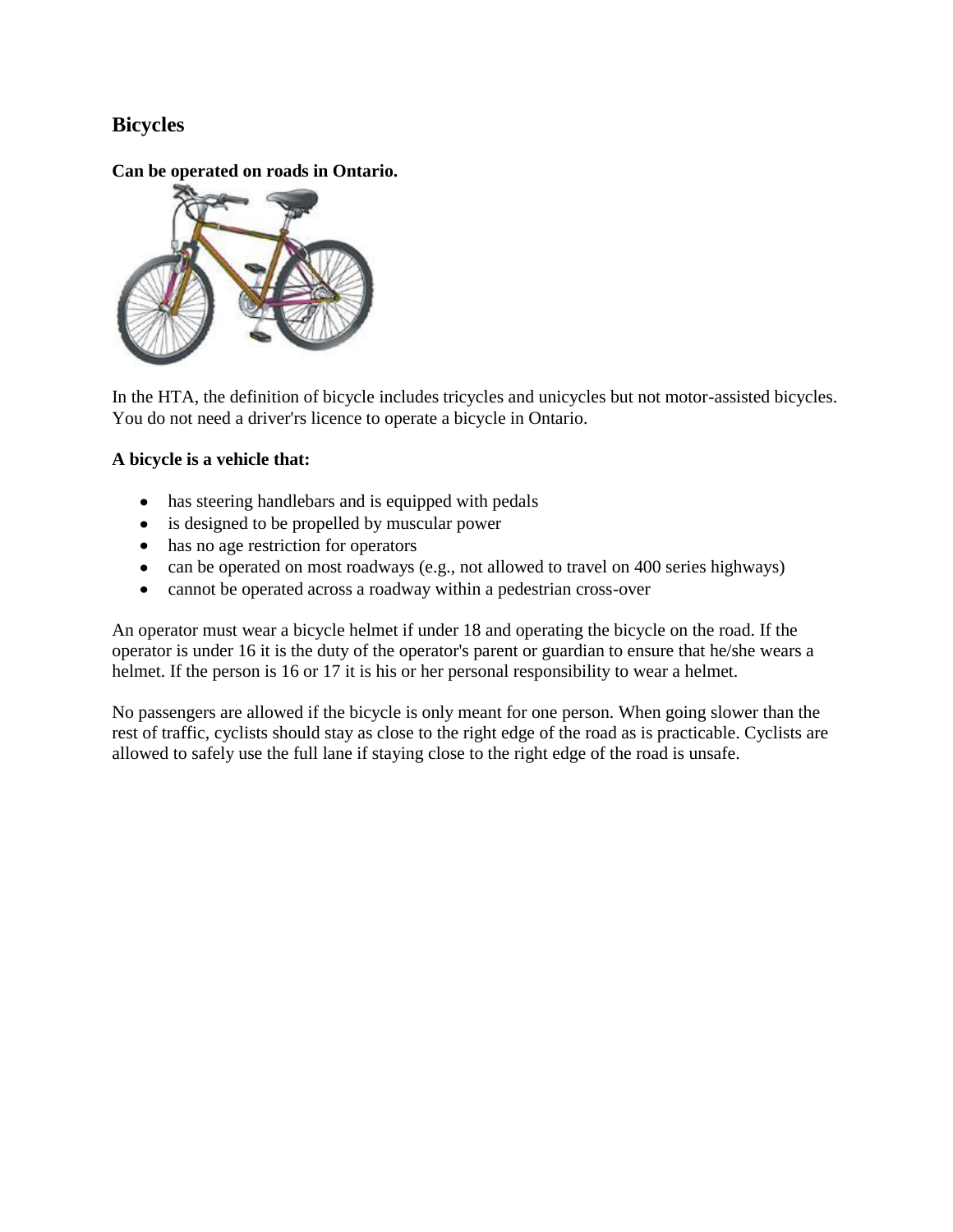## Bicycles

**Can be operated on roads in Ontario.**

In the HTA, the definition of bicycle includes tricycles and unicycles but not motor-assisted bicycles. You do not need a driver'rs licence to operate a bicycle in Ontario.

**A bicycle is a vehicle that:**

- has steering handlebars and is equipped with pedals
- is designed to be propelled by muscular power
- has no age restriction for operators
- can be operated on most roadways (e.g., not allowed to travel on 400 series highways)
- cannot be operated across a roadway within a pedestrian cross-over

An operator must wear a bicycle helmet if under 18 and operating the bicycle on the road. If the operator is under 16 it is the duty of the operator's parent or guardian to ensure that he/she wears a helmet. If the person is 16 or 17 it is his or her personal responsibility to wear a helmet.

No passengers are allowed if the bicycle is only meant for one person. When going slower than the rest of traffic, cyclists should stay as close to the right edge of the road as is practicable. Cyclists are allowed to safely use the full lane if staying close to the right edge of the road is unsafe.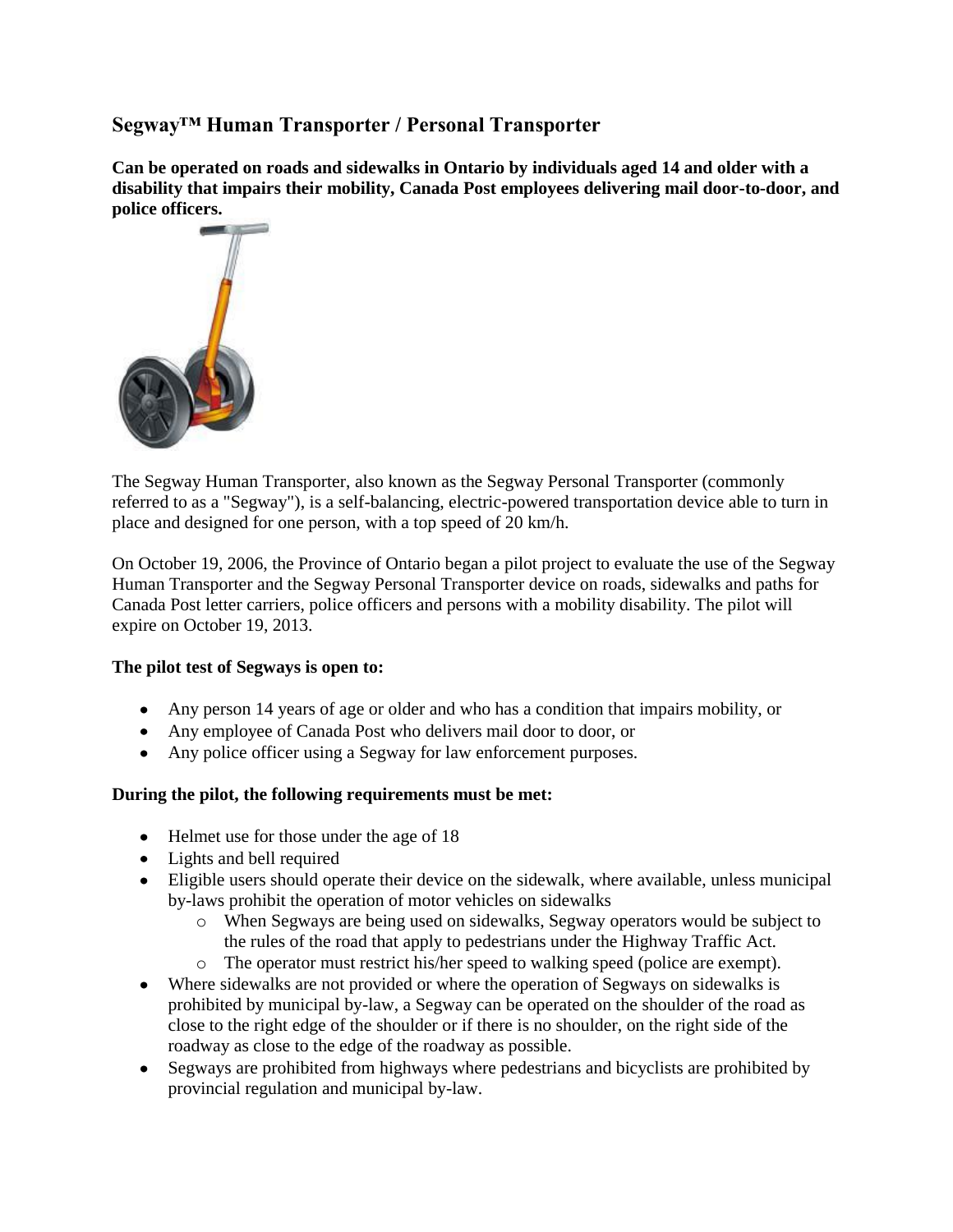## Segway™ Human Transporter / Personal Transporter

**Can be operated on roads and sidewalks in Ontario by individuals aged 14 and older with a disability that impairs their mobility, Canada Post employees delivering mail door-to-door, and police officers.**

The Segway Human Transporter, also known as the Segway Personal Transporter (commonly referred to as a "Segway"), is a self-balancing, electric-powered transportation device able to turn in place and designed for one person, with a top speed of 20 km/h.

On October 19, 2006, the Province of Ontario began a pilot project to evaluate the use of the Segway Human Transporter and the Segway Personal Transporter device on roads, sidewalks and paths for Canada Post letter carriers, police officers and persons with a mobility disability. The pilot will expire on October 19, 2013.

**The pilot test of Segways is open to:**

- Any person 14 years of age or older and who has a condition that impairs mobility, or
- Any employee of Canada Post who delivers mail door to door, or
- Any police officer using a Segway for law enforcement purposes.

**During the pilot, the following requirements must be met:**

- Helmet use for those under the age of 18
- Lights and bell required
- Eligible users should operate their device on the sidewalk, where available, unless municipal by-laws prohibit the operation of motor vehicles on sidewalks
  - When Segways are being used on sidewalks, Segway operators would be subject to the rules of the road that apply to pedestrians under the Highway Traffic Act.
  - The operator must restrict his/her speed to walking speed (police are exempt).
- Where sidewalks are not provided or where the operation of Segways on sidewalks is prohibited by municipal by-law, a Segway can be operated on the shoulder of the road as close to the right edge of the shoulder or if there is no shoulder, on the right side of the roadway as close to the edge of the roadway as possible.
- Segways are prohibited from highways where pedestrians and bicyclists are prohibited by provincial regulation and municipal by-law.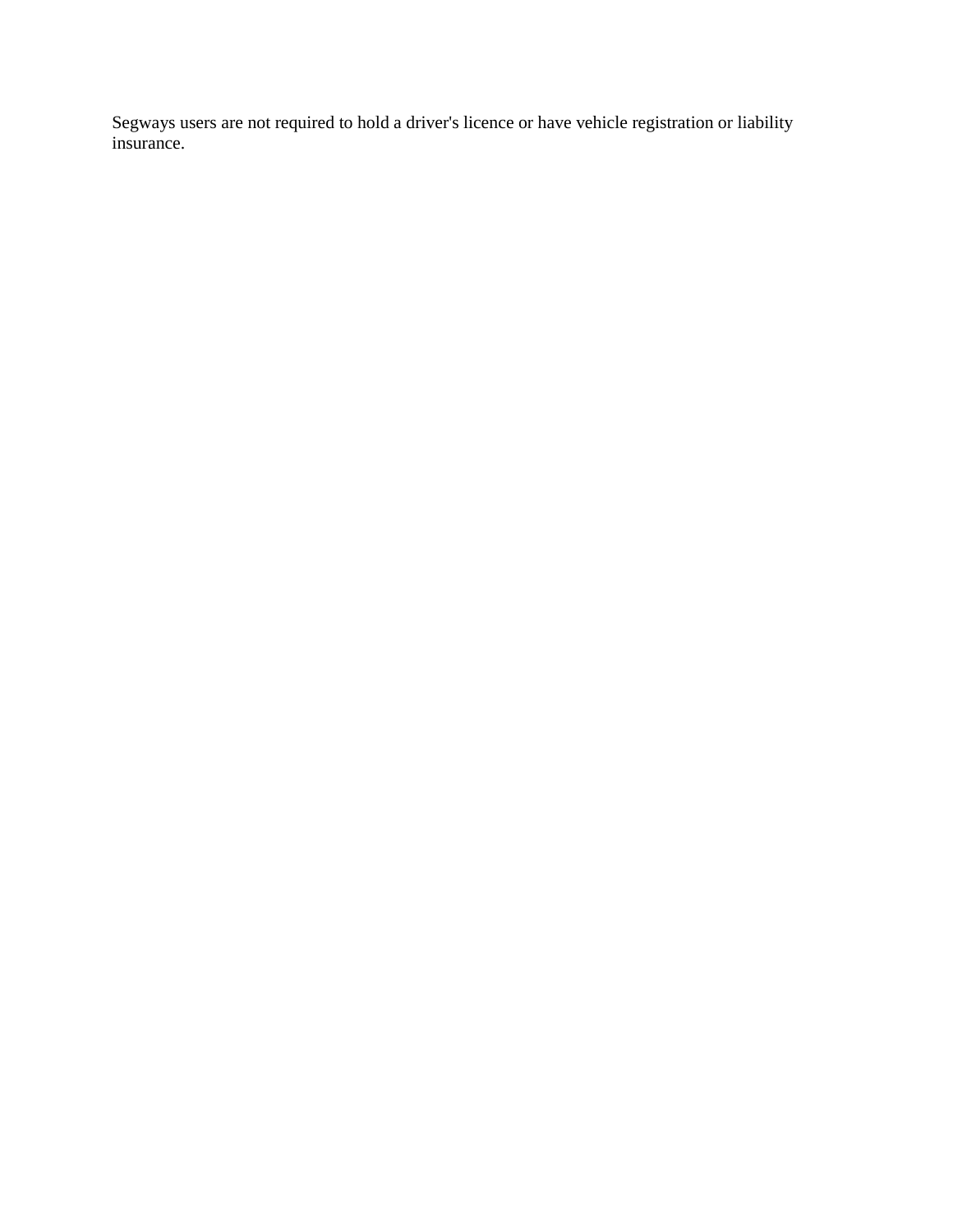Segways users are not required to hold a driver's licence or have vehicle registration or liability insurance.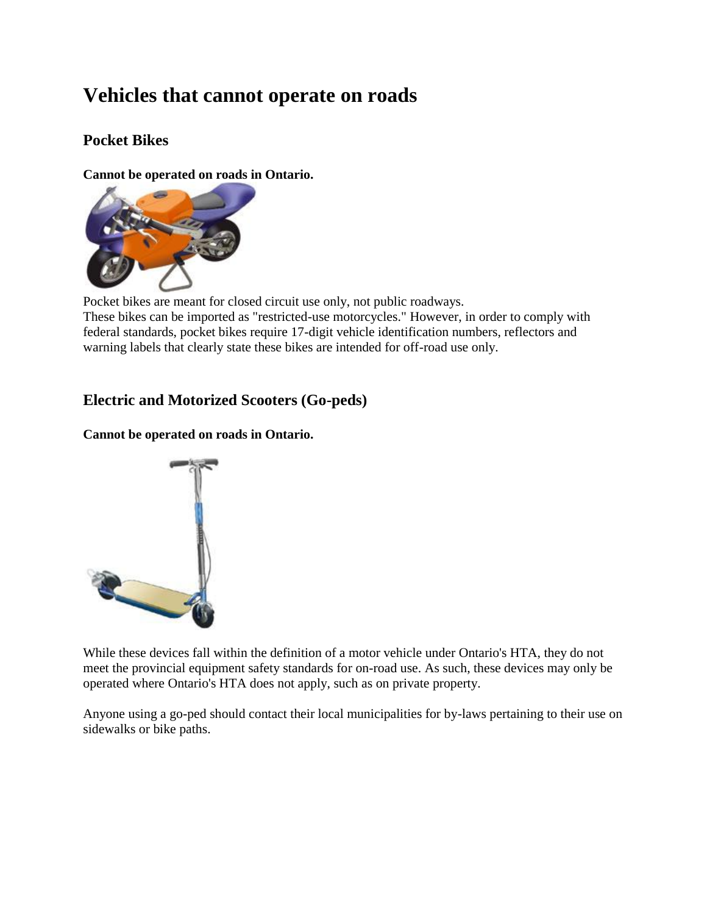# Vehicles that cannot operate on roads

## Pocket Bikes

**Cannot be operated on roads in Ontario.**

Pocket bikes are meant for closed circuit use only, not public roadways.
These bikes can be imported as "restricted-use motorcycles." However, in order to comply with federal standards, pocket bikes require 17-digit vehicle identification numbers, reflectors and warning labels that clearly state these bikes are intended for off-road use only.

## Electric and Motorized Scooters (Go-peds)

**Cannot be operated on roads in Ontario.**

While these devices fall within the definition of a motor vehicle under Ontario's HTA, they do not meet the provincial equipment safety standards for on-road use. As such, these devices may only be operated where Ontario's HTA does not apply, such as on private property.

Anyone using a go-ped should contact their local municipalities for by-laws pertaining to their use on sidewalks or bike paths.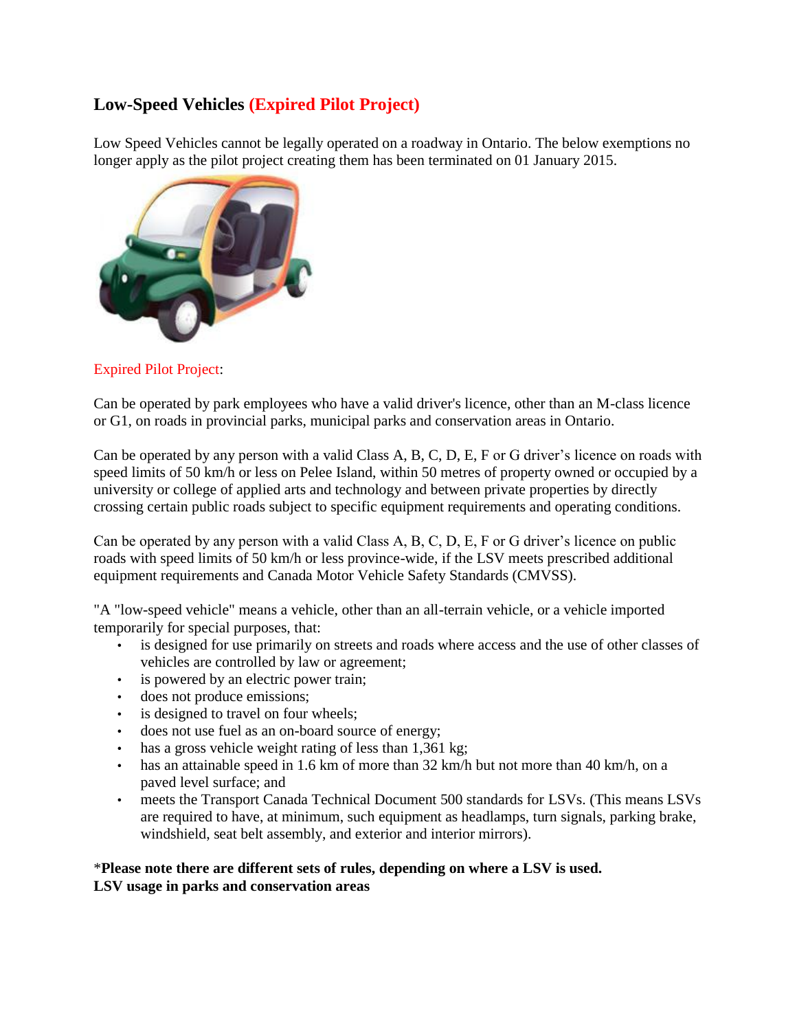## Low-Speed Vehicles (Expired Pilot Project)

Low Speed Vehicles cannot be legally operated on a roadway in Ontario. The below exemptions no longer apply as the pilot project creating them has been terminated on 01 January 2015.

Expired Pilot Project:

Can be operated by park employees who have a valid driver's licence, other than an M-class licence or G1, on roads in provincial parks, municipal parks and conservation areas in Ontario.

Can be operated by any person with a valid Class A, B, C, D, E, F or G driver's licence on roads with speed limits of 50 km/h or less on Pelee Island, within 50 metres of property owned or occupied by a university or college of applied arts and technology and between private properties by directly crossing certain public roads subject to specific equipment requirements and operating conditions.

Can be operated by any person with a valid Class A, B, C, D, E, F or G driver's licence on public roads with speed limits of 50 km/h or less province-wide, if the LSV meets prescribed additional equipment requirements and Canada Motor Vehicle Safety Standards (CMVSS).

"A "low-speed vehicle" means a vehicle, other than an all-terrain vehicle, or a vehicle imported temporarily for special purposes, that:

- is designed for use primarily on streets and roads where access and the use of other classes of vehicles are controlled by law or agreement;
- is powered by an electric power train;
- does not produce emissions;
- is designed to travel on four wheels;
- does not use fuel as an on-board source of energy;
- has a gross vehicle weight rating of less than 1,361 kg;
- has an attainable speed in 1.6 km of more than 32 km/h but not more than 40 km/h, on a paved level surface; and
- meets the Transport Canada Technical Document 500 standards for LSVs. (This means LSVs are required to have, at minimum, such equipment as headlamps, turn signals, parking brake, windshield, seat belt assembly, and exterior and interior mirrors).

***Please note there are different sets of rules, depending on where a LSV is used.**

**LSV usage in parks and conservation areas**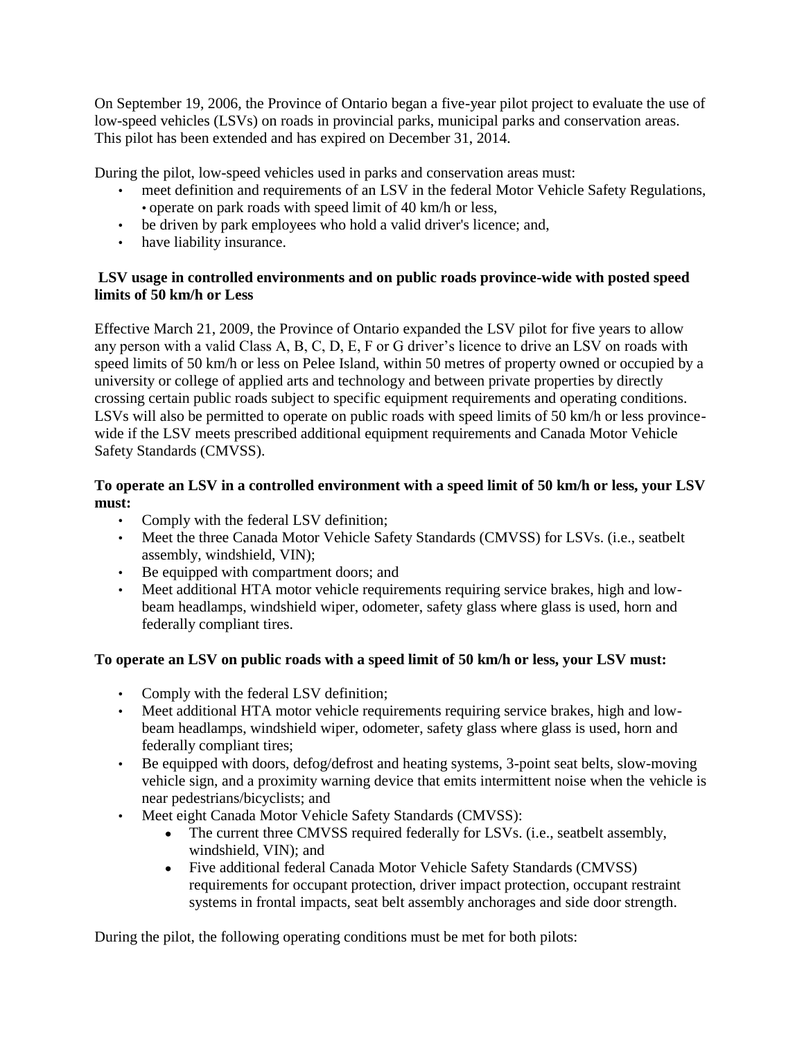On September 19, 2006, the Province of Ontario began a five-year pilot project to evaluate the use of low-speed vehicles (LSVs) on roads in provincial parks, municipal parks and conservation areas. This pilot has been extended and has expired on December 31, 2014.

During the pilot, low-speed vehicles used in parks and conservation areas must:

- meet definition and requirements of an LSV in the federal Motor Vehicle Safety Regulations,
- operate on park roads with speed limit of 40 km/h or less,
- be driven by park employees who hold a valid driver's licence; and,
- have liability insurance.

**LSV usage in controlled environments and on public roads province-wide with posted speed limits of 50 km/h or Less**

Effective March 21, 2009, the Province of Ontario expanded the LSV pilot for five years to allow any person with a valid Class A, B, C, D, E, F or G driver's licence to drive an LSV on roads with speed limits of 50 km/h or less on Pelee Island, within 50 metres of property owned or occupied by a university or college of applied arts and technology and between private properties by directly crossing certain public roads subject to specific equipment requirements and operating conditions. LSVs will also be permitted to operate on public roads with speed limits of 50 km/h or less province-wide if the LSV meets prescribed additional equipment requirements and Canada Motor Vehicle Safety Standards (CMVSS).

**To operate an LSV in a controlled environment with a speed limit of 50 km/h or less, your LSV must:**

- Comply with the federal LSV definition;
- Meet the three Canada Motor Vehicle Safety Standards (CMVSS) for LSVs. (i.e., seatbelt assembly, windshield, VIN);
- Be equipped with compartment doors; and
- Meet additional HTA motor vehicle requirements requiring service brakes, high and low-beam headlamps, windshield wiper, odometer, safety glass where glass is used, horn and federally compliant tires.

**To operate an LSV on public roads with a speed limit of 50 km/h or less, your LSV must:**

- Comply with the federal LSV definition;
- Meet additional HTA motor vehicle requirements requiring service brakes, high and low-beam headlamps, windshield wiper, odometer, safety glass where glass is used, horn and federally compliant tires;
- Be equipped with doors, defog/defrost and heating systems, 3-point seat belts, slow-moving vehicle sign, and a proximity warning device that emits intermittent noise when the vehicle is near pedestrians/bicyclists; and
- Meet eight Canada Motor Vehicle Safety Standards (CMVSS):
  - The current three CMVSS required federally for LSVs. (i.e., seatbelt assembly, windshield, VIN); and
  - Five additional federal Canada Motor Vehicle Safety Standards (CMVSS) requirements for occupant protection, driver impact protection, occupant restraint systems in frontal impacts, seat belt assembly anchorages and side door strength.

During the pilot, the following operating conditions must be met for both pilots: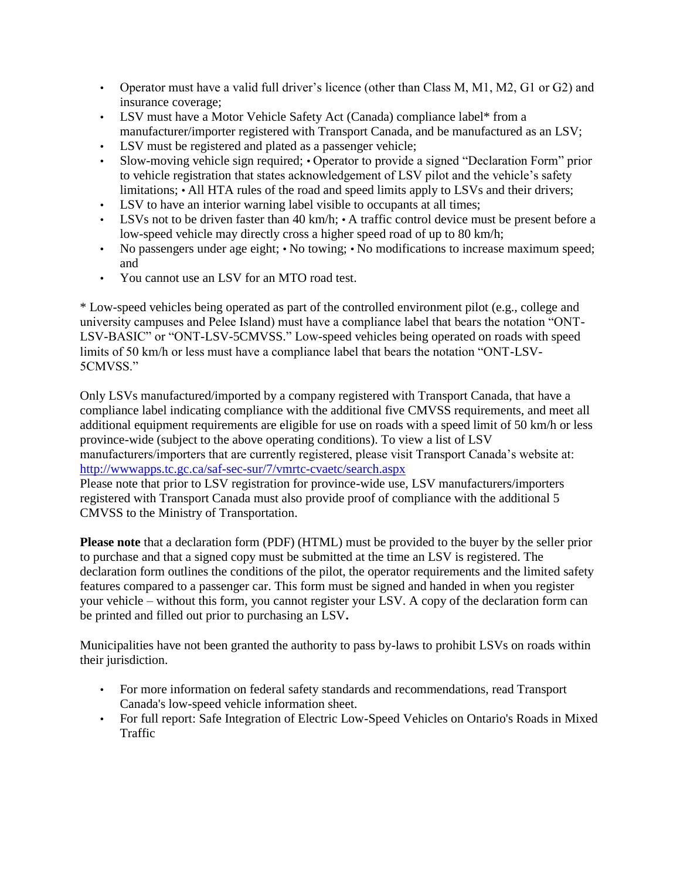- Operator must have a valid full driver's licence (other than Class M, M1, M2, G1 or G2) and insurance coverage;
- LSV must have a Motor Vehicle Safety Act (Canada) compliance label* from a manufacturer/importer registered with Transport Canada, and be manufactured as an LSV;
- LSV must be registered and plated as a passenger vehicle;
- Slow-moving vehicle sign required; • Operator to provide a signed "Declaration Form" prior to vehicle registration that states acknowledgement of LSV pilot and the vehicle's safety limitations; • All HTA rules of the road and speed limits apply to LSVs and their drivers;
- LSV to have an interior warning label visible to occupants at all times;
- LSVs not to be driven faster than 40 km/h; • A traffic control device must be present before a low-speed vehicle may directly cross a higher speed road of up to 80 km/h;
- No passengers under age eight; • No towing; • No modifications to increase maximum speed; and
- You cannot use an LSV for an MTO road test.

* Low-speed vehicles being operated as part of the controlled environment pilot (e.g., college and university campuses and Pelee Island) must have a compliance label that bears the notation "ONT-LSV-BASIC" or "ONT-LSV-5CMVSS." Low-speed vehicles being operated on roads with speed limits of 50 km/h or less must have a compliance label that bears the notation "ONT-LSV-5CMVSS."

Only LSVs manufactured/imported by a company registered with Transport Canada, that have a compliance label indicating compliance with the additional five CMVSS requirements, and meet all additional equipment requirements are eligible for use on roads with a speed limit of 50 km/h or less province-wide (subject to the above operating conditions). To view a list of LSV manufacturers/importers that are currently registered, please visit Transport Canada's website at: http://wwwapps.tc.gc.ca/saf-sec-sur/7/vmrtc-cvaetc/search.aspx
Please note that prior to LSV registration for province-wide use, LSV manufacturers/importers registered with Transport Canada must also provide proof of compliance with the additional 5 CMVSS to the Ministry of Transportation.

**Please note** that a declaration form (PDF) (HTML) must be provided to the buyer by the seller prior to purchase and that a signed copy must be submitted at the time an LSV is registered. The declaration form outlines the conditions of the pilot, the operator requirements and the limited safety features compared to a passenger car. This form must be signed and handed in when you register your vehicle – without this form, you cannot register your LSV. A copy of the declaration form can be printed and filled out prior to purchasing an LSV**.**

Municipalities have not been granted the authority to pass by-laws to prohibit LSVs on roads within their jurisdiction.

- For more information on federal safety standards and recommendations, read Transport Canada's low-speed vehicle information sheet.
- For full report: Safe Integration of Electric Low-Speed Vehicles on Ontario's Roads in Mixed Traffic